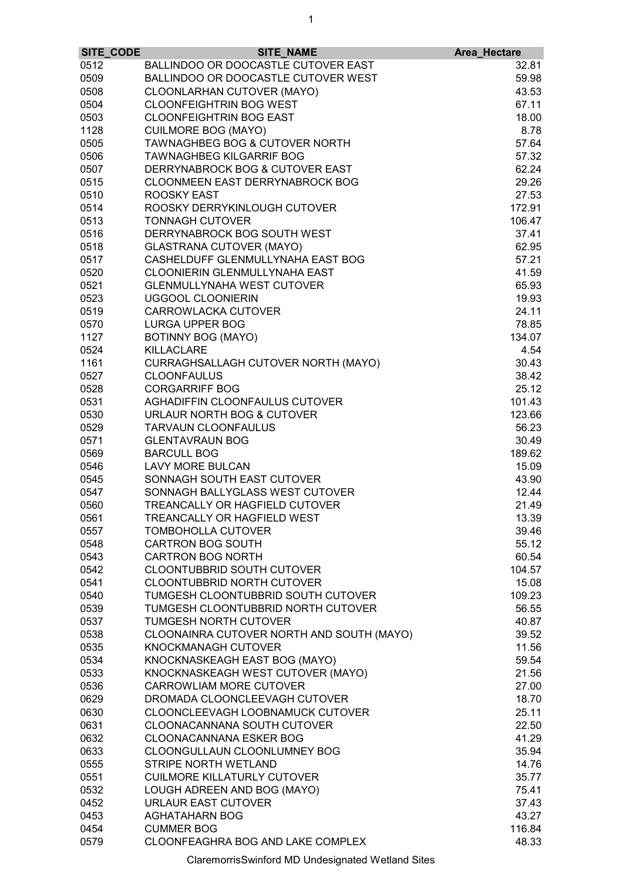| SITE_CODE | SITE_NAME | Area_Hectare |
|---|---|---|
| 0512 | BALLINDOO OR DOOCASTLE CUTOVER EAST | 32.81 |
| 0509 | BALLINDOO OR DOOCASTLE CUTOVER WEST | 59.98 |
| 0508 | CLOONLARHAN CUTOVER (MAYO) | 43.53 |
| 0504 | CLOONFEIGHTRIN BOG WEST | 67.11 |
| 0503 | CLOONFEIGHTRIN BOG EAST | 18.00 |
| 1128 | CUILMORE BOG (MAYO) | 8.78 |
| 0505 | TAWNAGHBEG BOG & CUTOVER NORTH | 57.64 |
| 0506 | TAWNAGHBEG KILGARRIF BOG | 57.32 |
| 0507 | DERRYNABROCK BOG & CUTOVER EAST | 62.24 |
| 0515 | CLOONMEEN EAST DERRYNABROCK BOG | 29.26 |
| 0510 | ROOSKY EAST | 27.53 |
| 0514 | ROOSKY DERRYKINLOUGH CUTOVER | 172.91 |
| 0513 | TONNAGH CUTOVER | 106.47 |
| 0516 | DERRYNABROCK BOG SOUTH WEST | 37.41 |
| 0518 | GLASTRANA CUTOVER (MAYO) | 62.95 |
| 0517 | CASHELDUFF GLENMULLYNAHA EAST BOG | 57.21 |
| 0520 | CLOONIERIN GLENMULLYNAHA EAST | 41.59 |
| 0521 | GLENMULLYNAHA WEST CUTOVER | 65.93 |
| 0523 | UGGOOL CLOONIERIN | 19.93 |
| 0519 | CARROWLACKA CUTOVER | 24.11 |
| 0570 | LURGA UPPER BOG | 78.85 |
| 1127 | BOTINNY BOG (MAYO) | 134.07 |
| 0524 | KILLACLARE | 4.54 |
| 1161 | CURRAGHSALLAGH CUTOVER NORTH (MAYO) | 30.43 |
| 0527 | CLOONFAULUS | 38.42 |
| 0528 | CORGARRIFF BOG | 25.12 |
| 0531 | AGHADIFFIN CLOONFAULUS CUTOVER | 101.43 |
| 0530 | URLAUR NORTH BOG & CUTOVER | 123.66 |
| 0529 | TARVAUN CLOONFAULUS | 56.23 |
| 0571 | GLENTAVRAUN BOG | 30.49 |
| 0569 | BARCULL BOG | 189.62 |
| 0546 | LAVY MORE BULCAN | 15.09 |
| 0545 | SONNAGH SOUTH EAST CUTOVER | 43.90 |
| 0547 | SONNAGH BALLYGLASS WEST CUTOVER | 12.44 |
| 0560 | TREANCALLY OR HAGFIELD CUTOVER | 21.49 |
| 0561 | TREANCALLY OR HAGFIELD WEST | 13.39 |
| 0557 | TOMBOHOLLA CUTOVER | 39.46 |
| 0548 | CARTRON BOG SOUTH | 55.12 |
| 0543 | CARTRON BOG NORTH | 60.54 |
| 0542 | CLOONTUBBRID SOUTH CUTOVER | 104.57 |
| 0541 | CLOONTUBBRID NORTH CUTOVER | 15.08 |
| 0540 | TUMGESH CLOONTUBBRID SOUTH CUTOVER | 109.23 |
| 0539 | TUMGESH CLOONTUBBRID NORTH CUTOVER | 56.55 |
| 0537 | TUMGESH NORTH CUTOVER | 40.87 |
| 0538 | CLOONAINRA CUTOVER NORTH AND SOUTH (MAYO) | 39.52 |
| 0535 | KNOCKMANAGH CUTOVER | 11.56 |
| 0534 | KNOCKNASKEAGH EAST BOG (MAYO) | 59.54 |
| 0533 | KNOCKNASKEAGH WEST CUTOVER (MAYO) | 21.56 |
| 0536 | CARROWLIAM MORE CUTOVER | 27.00 |
| 0629 | DROMADA CLOONCLEEVAGH CUTOVER | 18.70 |
| 0630 | CLOONCLEEVAGH LOOBNAMUCK CUTOVER | 25.11 |
| 0631 | CLOONACANNANA SOUTH CUTOVER | 22.50 |
| 0632 | CLOONACANNANA ESKER BOG | 41.29 |
| 0633 | CLOONGULLAUN CLOONLUMNEY BOG | 35.94 |
| 0555 | STRIPE NORTH WETLAND | 14.76 |
| 0551 | CUILMORE KILLATURLY CUTOVER | 35.77 |
| 0532 | LOUGH ADREEN AND BOG (MAYO) | 75.41 |
| 0452 | URLAUR EAST CUTOVER | 37.43 |
| 0453 | AGHATAHARN BOG | 43.27 |
| 0454 | CUMMER BOG | 116.84 |
| 0579 | CLOONFEAGHRA BOG AND LAKE COMPLEX | 48.33 |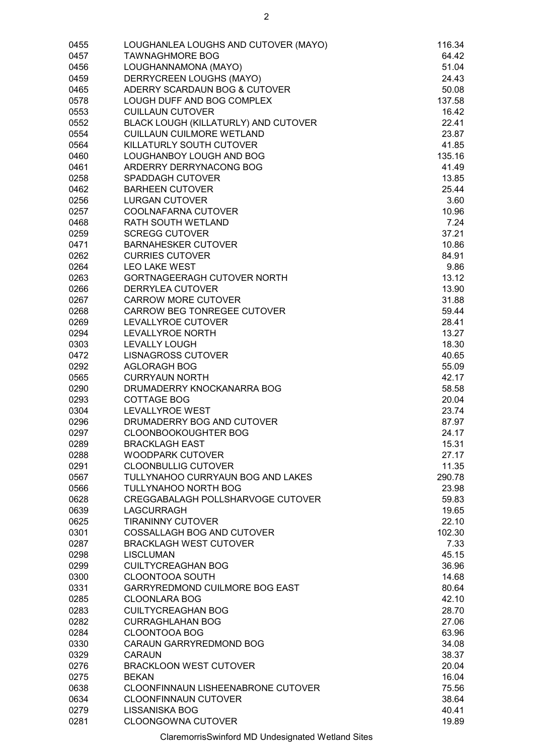| | | |
|---|---|---|
| 0455 | LOUGHANLEA LOUGHS AND CUTOVER (MAYO) | 116.34 |
| 0457 | TAWNAGHMORE BOG | 64.42 |
| 0456 | LOUGHANNAMONA (MAYO) | 51.04 |
| 0459 | DERRYCREEN LOUGHS (MAYO) | 24.43 |
| 0465 | ADERRY SCARDAUN BOG & CUTOVER | 50.08 |
| 0578 | LOUGH DUFF AND BOG COMPLEX | 137.58 |
| 0553 | CUILLAUN CUTOVER | 16.42 |
| 0552 | BLACK LOUGH (KILLATURLY) AND CUTOVER | 22.41 |
| 0554 | CUILLAUN CUILMORE WETLAND | 23.87 |
| 0564 | KILLATURLY SOUTH CUTOVER | 41.85 |
| 0460 | LOUGHANBOY LOUGH AND BOG | 135.16 |
| 0461 | ARDERRY DERRYNACONG BOG | 41.49 |
| 0258 | SPADDAGH CUTOVER | 13.85 |
| 0462 | BARHEEN CUTOVER | 25.44 |
| 0256 | LURGAN CUTOVER | 3.60 |
| 0257 | COOLNAFARNA CUTOVER | 10.96 |
| 0468 | RATH SOUTH WETLAND | 7.24 |
| 0259 | SCREGG CUTOVER | 37.21 |
| 0471 | BARNAHESKER CUTOVER | 10.86 |
| 0262 | CURRIES CUTOVER | 84.91 |
| 0264 | LEO LAKE WEST | 9.86 |
| 0263 | GORTNAGEERAGH CUTOVER NORTH | 13.12 |
| 0266 | DERRYLEA CUTOVER | 13.90 |
| 0267 | CARROW MORE CUTOVER | 31.88 |
| 0268 | CARROW BEG TONREGEE CUTOVER | 59.44 |
| 0269 | LEVALLYROE CUTOVER | 28.41 |
| 0294 | LEVALLYROE NORTH | 13.27 |
| 0303 | LEVALLY LOUGH | 18.30 |
| 0472 | LISNAGROSS CUTOVER | 40.65 |
| 0292 | AGLORAGH BOG | 55.09 |
| 0565 | CURRYAUN NORTH | 42.17 |
| 0290 | DRUMADERRY KNOCKANARRA BOG | 58.58 |
| 0293 | COTTAGE BOG | 20.04 |
| 0304 | LEVALLYROE WEST | 23.74 |
| 0296 | DRUMADERRY BOG AND CUTOVER | 87.97 |
| 0297 | CLOONBOOKOUGHTER BOG | 24.17 |
| 0289 | BRACKLAGH EAST | 15.31 |
| 0288 | WOODPARK CUTOVER | 27.17 |
| 0291 | CLOONBULLIG CUTOVER | 11.35 |
| 0567 | TULLYNAHOO CURRYAUN BOG AND LAKES | 290.78 |
| 0566 | TULLYNAHOO NORTH BOG | 23.98 |
| 0628 | CREGGABALAGH POLLSHARVOGE CUTOVER | 59.83 |
| 0639 | LAGCURRAGH | 19.65 |
| 0625 | TIRANINNY CUTOVER | 22.10 |
| 0301 | COSSALLAGH BOG AND CUTOVER | 102.30 |
| 0287 | BRACKLAGH WEST CUTOVER | 7.33 |
| 0298 | LISCLUMAN | 45.15 |
| 0299 | CUILTYCREAGHAN BOG | 36.96 |
| 0300 | CLOONTOOA SOUTH | 14.68 |
| 0331 | GARRYREDMOND CUILMORE BOG EAST | 80.64 |
| 0285 | CLOONLARA BOG | 42.10 |
| 0283 | CUILTYCREAGHAN BOG | 28.70 |
| 0282 | CURRAGHLAHAN BOG | 27.06 |
| 0284 | CLOONTOOA BOG | 63.96 |
| 0330 | CARAUN GARRYREDMOND BOG | 34.08 |
| 0329 | CARAUN | 38.37 |
| 0276 | BRACKLOON WEST CUTOVER | 20.04 |
| 0275 | BEKAN | 16.04 |
| 0638 | CLOONFINNAUN LISHEENABRONE CUTOVER | 75.56 |
| 0634 | CLOONFINNAUN CUTOVER | 38.64 |
| 0279 | LISSANISKA BOG | 40.41 |
| 0281 | CLOONGOWNA CUTOVER | 19.89 |

ClaremorrisSwinford MD Undesignated Wetland Sites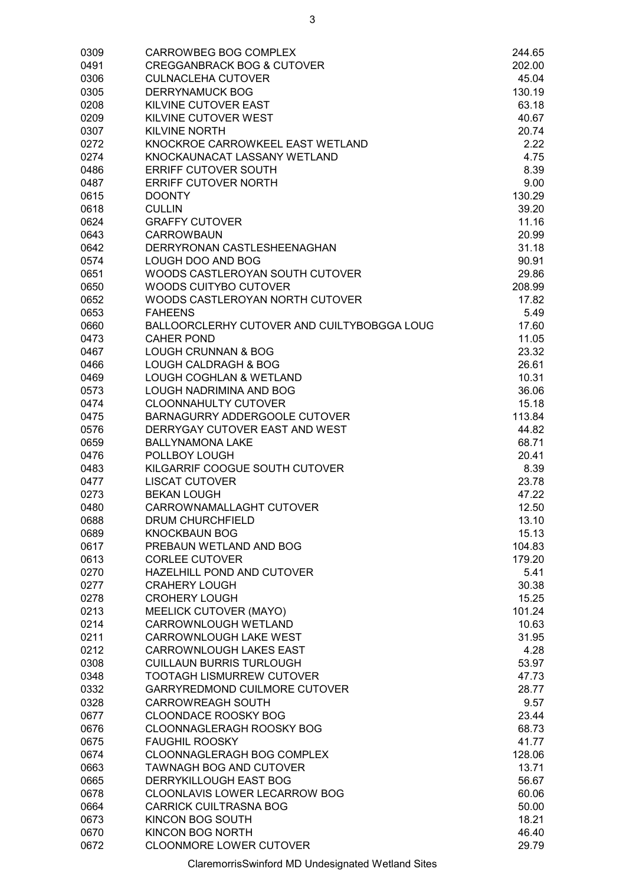| | | |
|---|---|---|
| 0309 | CARROWBEG BOG COMPLEX | 244.65 |
| 0491 | CREGGANBRACK BOG & CUTOVER | 202.00 |
| 0306 | CULNACLEHA CUTOVER | 45.04 |
| 0305 | DERRYNAMUCK BOG | 130.19 |
| 0208 | KILVINE CUTOVER EAST | 63.18 |
| 0209 | KILVINE CUTOVER WEST | 40.67 |
| 0307 | KILVINE NORTH | 20.74 |
| 0272 | KNOCKROE CARROWKEEL EAST WETLAND | 2.22 |
| 0274 | KNOCKAUNACAT LASSANY WETLAND | 4.75 |
| 0486 | ERRIFF CUTOVER SOUTH | 8.39 |
| 0487 | ERRIFF CUTOVER NORTH | 9.00 |
| 0615 | DOONTY | 130.29 |
| 0618 | CULLIN | 39.20 |
| 0624 | GRAFFY CUTOVER | 11.16 |
| 0643 | CARROWBAUN | 20.99 |
| 0642 | DERRYRONAN CASTLESHEENAGHAN | 31.18 |
| 0574 | LOUGH DOO AND BOG | 90.91 |
| 0651 | WOODS CASTLEROYAN SOUTH CUTOVER | 29.86 |
| 0650 | WOODS CUITYBO CUTOVER | 208.99 |
| 0652 | WOODS CASTLEROYAN NORTH CUTOVER | 17.82 |
| 0653 | FAHEENS | 5.49 |
| 0660 | BALLOORCLERHY CUTOVER AND CUILTYBOBGGA LOUG | 17.60 |
| 0473 | CAHER POND | 11.05 |
| 0467 | LOUGH CRUNNAN & BOG | 23.32 |
| 0466 | LOUGH CALDRAGH & BOG | 26.61 |
| 0469 | LOUGH COGHLAN & WETLAND | 10.31 |
| 0573 | LOUGH NADRIMINA AND BOG | 36.06 |
| 0474 | CLOONNAHULTY CUTOVER | 15.18 |
| 0475 | BARNAGURRY ADDERGOOLE CUTOVER | 113.84 |
| 0576 | DERRYGAY CUTOVER EAST AND WEST | 44.82 |
| 0659 | BALLYNAMONA LAKE | 68.71 |
| 0476 | POLLBOY LOUGH | 20.41 |
| 0483 | KILGARRIF COOGUE SOUTH CUTOVER | 8.39 |
| 0477 | LISCAT CUTOVER | 23.78 |
| 0273 | BEKAN LOUGH | 47.22 |
| 0480 | CARROWNAMALLAGHT CUTOVER | 12.50 |
| 0688 | DRUM CHURCHFIELD | 13.10 |
| 0689 | KNOCKBAUN BOG | 15.13 |
| 0617 | PREBAUN WETLAND AND BOG | 104.83 |
| 0613 | CORLEE CUTOVER | 179.20 |
| 0270 | HAZELHILL POND AND CUTOVER | 5.41 |
| 0277 | CRAHERY LOUGH | 30.38 |
| 0278 | CROHERY LOUGH | 15.25 |
| 0213 | MEELICK CUTOVER (MAYO) | 101.24 |
| 0214 | CARROWNLOUGH WETLAND | 10.63 |
| 0211 | CARROWNLOUGH LAKE WEST | 31.95 |
| 0212 | CARROWNLOUGH LAKES EAST | 4.28 |
| 0308 | CUILLAUN BURRIS TURLOUGH | 53.97 |
| 0348 | TOOTAGH LISMURREW CUTOVER | 47.73 |
| 0332 | GARRYREDMOND CUILMORE CUTOVER | 28.77 |
| 0328 | CARROWREAGH SOUTH | 9.57 |
| 0677 | CLOONDACE ROOSKY BOG | 23.44 |
| 0676 | CLOONNAGLERAGH ROOSKY BOG | 68.73 |
| 0675 | FAUGHIL ROOSKY | 41.77 |
| 0674 | CLOONNAGLERAGH BOG COMPLEX | 128.06 |
| 0663 | TAWNAGH BOG AND CUTOVER | 13.71 |
| 0665 | DERRYKILLOUGH EAST BOG | 56.67 |
| 0678 | CLOONLAVIS LOWER LECARROW BOG | 60.06 |
| 0664 | CARRICK CUILTRASNA BOG | 50.00 |
| 0673 | KINCON BOG SOUTH | 18.21 |
| 0670 | KINCON BOG NORTH | 46.40 |
| 0672 | CLOONMORE LOWER CUTOVER | 29.79 |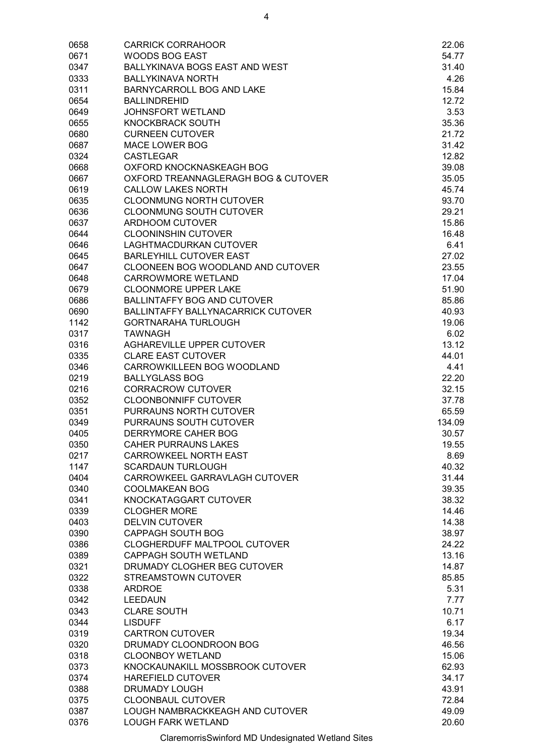| | | |
|---|---|---|
| 0658 | CARRICK CORRAHOOR | 22.06 |
| 0671 | WOODS BOG EAST | 54.77 |
| 0347 | BALLYKINAVA BOGS EAST AND WEST | 31.40 |
| 0333 | BALLYKINAVA NORTH | 4.26 |
| 0311 | BARNYCARROLL BOG AND LAKE | 15.84 |
| 0654 | BALLINDREHID | 12.72 |
| 0649 | JOHNSFORT WETLAND | 3.53 |
| 0655 | KNOCKBRACK SOUTH | 35.36 |
| 0680 | CURNEEN CUTOVER | 21.72 |
| 0687 | MACE LOWER BOG | 31.42 |
| 0324 | CASTLEGAR | 12.82 |
| 0668 | OXFORD KNOCKNASKEAGH BOG | 39.08 |
| 0667 | OXFORD TREANNAGLERAGH BOG & CUTOVER | 35.05 |
| 0619 | CALLOW LAKES NORTH | 45.74 |
| 0635 | CLOONMUNG NORTH CUTOVER | 93.70 |
| 0636 | CLOONMUNG SOUTH CUTOVER | 29.21 |
| 0637 | ARDHOOM CUTOVER | 15.86 |
| 0644 | CLOONINSHIN CUTOVER | 16.48 |
| 0646 | LAGHTMACDURKAN CUTOVER | 6.41 |
| 0645 | BARLEYHILL CUTOVER EAST | 27.02 |
| 0647 | CLOONEEN BOG WOODLAND AND CUTOVER | 23.55 |
| 0648 | CARROWMORE WETLAND | 17.04 |
| 0679 | CLOONMORE UPPER LAKE | 51.90 |
| 0686 | BALLINTAFFY BOG AND CUTOVER | 85.86 |
| 0690 | BALLINTAFFY BALLYNACARRICK CUTOVER | 40.93 |
| 1142 | GORTNARAHA TURLOUGH | 19.06 |
| 0317 | TAWNAGH | 6.02 |
| 0316 | AGHAREVILLE UPPER CUTOVER | 13.12 |
| 0335 | CLARE EAST CUTOVER | 44.01 |
| 0346 | CARROWKILLEEN BOG WOODLAND | 4.41 |
| 0219 | BALLYGLASS BOG | 22.20 |
| 0216 | CORRACROW CUTOVER | 32.15 |
| 0352 | CLOONBONNIFF CUTOVER | 37.78 |
| 0351 | PURRAUNS NORTH CUTOVER | 65.59 |
| 0349 | PURRAUNS SOUTH CUTOVER | 134.09 |
| 0405 | DERRYMORE CAHER BOG | 30.57 |
| 0350 | CAHER PURRAUNS LAKES | 19.55 |
| 0217 | CARROWKEEL NORTH EAST | 8.69 |
| 1147 | SCARDAUN TURLOUGH | 40.32 |
| 0404 | CARROWKEEL GARRAVLAGH CUTOVER | 31.44 |
| 0340 | COOLMAKEAN BOG | 39.35 |
| 0341 | KNOCKATAGGART CUTOVER | 38.32 |
| 0339 | CLOGHER MORE | 14.46 |
| 0403 | DELVIN CUTOVER | 14.38 |
| 0390 | CAPPAGH SOUTH BOG | 38.97 |
| 0386 | CLOGHERDUFF MALTPOOL CUTOVER | 24.22 |
| 0389 | CAPPAGH SOUTH WETLAND | 13.16 |
| 0321 | DRUMADY CLOGHER BEG CUTOVER | 14.87 |
| 0322 | STREAMSTOWN CUTOVER | 85.85 |
| 0338 | ARDROE | 5.31 |
| 0342 | LEEDAUN | 7.77 |
| 0343 | CLARE SOUTH | 10.71 |
| 0344 | LISDUFF | 6.17 |
| 0319 | CARTRON CUTOVER | 19.34 |
| 0320 | DRUMADY CLOONDROON BOG | 46.56 |
| 0318 | CLOONBOY WETLAND | 15.06 |
| 0373 | KNOCKAUNAKILL MOSSBROOK CUTOVER | 62.93 |
| 0374 | HAREFIELD CUTOVER | 34.17 |
| 0388 | DRUMADY LOUGH | 43.91 |
| 0375 | CLOONBAUL CUTOVER | 72.84 |
| 0387 | LOUGH NAMBRACKKEAGH AND CUTOVER | 49.09 |
| 0376 | LOUGH FARK WETLAND | 20.60 |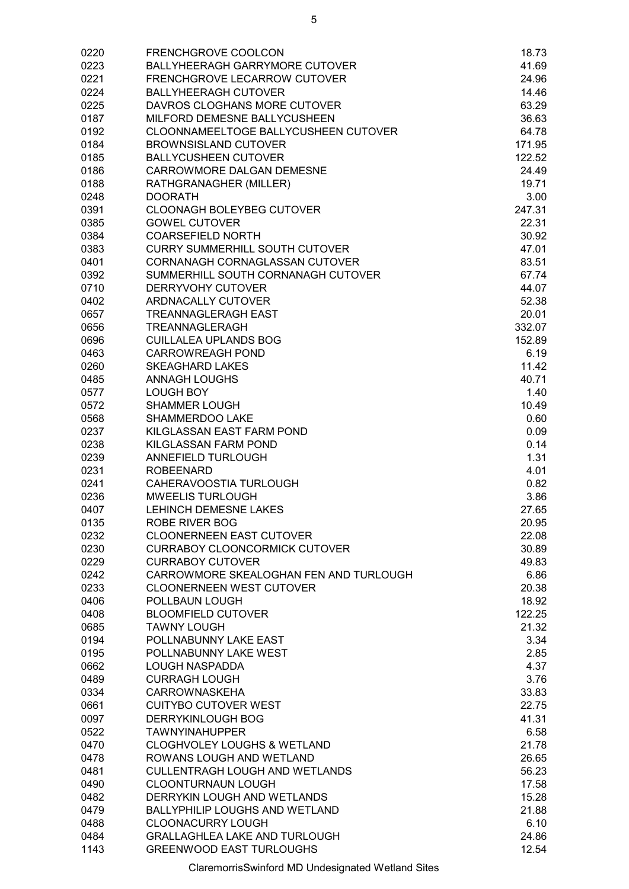| | | |
|---|---|---|
| 0220 | FRENCHGROVE COOLCON | 18.73 |
| 0223 | BALLYHEERAGH GARRYMORE CUTOVER | 41.69 |
| 0221 | FRENCHGROVE LECARROW CUTOVER | 24.96 |
| 0224 | BALLYHEERAGH CUTOVER | 14.46 |
| 0225 | DAVROS CLOGHANS MORE CUTOVER | 63.29 |
| 0187 | MILFORD DEMESNE BALLYCUSHEEN | 36.63 |
| 0192 | CLOONNAMEELTOGE BALLYCUSHEEN CUTOVER | 64.78 |
| 0184 | BROWNSISLAND CUTOVER | 171.95 |
| 0185 | BALLYCUSHEEN CUTOVER | 122.52 |
| 0186 | CARROWMORE DALGAN DEMESNE | 24.49 |
| 0188 | RATHGRANAGHER (MILLER) | 19.71 |
| 0248 | DOORATH | 3.00 |
| 0391 | CLOONAGH BOLEYBEG CUTOVER | 247.31 |
| 0385 | GOWEL CUTOVER | 22.31 |
| 0384 | COARSEFIELD NORTH | 30.92 |
| 0383 | CURRY SUMMERHILL SOUTH CUTOVER | 47.01 |
| 0401 | CORNANAGH CORNAGLASSAN CUTOVER | 83.51 |
| 0392 | SUMMERHILL SOUTH CORNANAGH CUTOVER | 67.74 |
| 0710 | DERRYVOHY CUTOVER | 44.07 |
| 0402 | ARDNACALLY CUTOVER | 52.38 |
| 0657 | TREANNAGLERAGH EAST | 20.01 |
| 0656 | TREANNAGLERAGH | 332.07 |
| 0696 | CUILLALEA UPLANDS BOG | 152.89 |
| 0463 | CARROWREAGH POND | 6.19 |
| 0260 | SKEAGHARD LAKES | 11.42 |
| 0485 | ANNAGH LOUGHS | 40.71 |
| 0577 | LOUGH BOY | 1.40 |
| 0572 | SHAMMER LOUGH | 10.49 |
| 0568 | SHAMMERDOO LAKE | 0.60 |
| 0237 | KILGLASSAN EAST FARM POND | 0.09 |
| 0238 | KILGLASSAN FARM POND | 0.14 |
| 0239 | ANNEFIELD TURLOUGH | 1.31 |
| 0231 | ROBEENARD | 4.01 |
| 0241 | CAHERAVOOSTIA TURLOUGH | 0.82 |
| 0236 | MWEELIS TURLOUGH | 3.86 |
| 0407 | LEHINCH DEMESNE LAKES | 27.65 |
| 0135 | ROBE RIVER BOG | 20.95 |
| 0232 | CLOONERNEEN EAST CUTOVER | 22.08 |
| 0230 | CURRABOY CLOONCORMICK CUTOVER | 30.89 |
| 0229 | CURRABOY CUTOVER | 49.83 |
| 0242 | CARROWMORE SKEALOGHAN FEN AND TURLOUGH | 6.86 |
| 0233 | CLOONERNEEN WEST CUTOVER | 20.38 |
| 0406 | POLLBAUN LOUGH | 18.92 |
| 0408 | BLOOMFIELD CUTOVER | 122.25 |
| 0685 | TAWNY LOUGH | 21.32 |
| 0194 | POLLNABUNNY LAKE EAST | 3.34 |
| 0195 | POLLNABUNNY LAKE WEST | 2.85 |
| 0662 | LOUGH NASPADDA | 4.37 |
| 0489 | CURRAGH LOUGH | 3.76 |
| 0334 | CARROWNASKEHA | 33.83 |
| 0661 | CUITYBO CUTOVER WEST | 22.75 |
| 0097 | DERRYKINLOUGH BOG | 41.31 |
| 0522 | TAWNYINAHUPPER | 6.58 |
| 0470 | CLOGHVOLEY LOUGHS & WETLAND | 21.78 |
| 0478 | ROWANS LOUGH AND WETLAND | 26.65 |
| 0481 | CULLENTRAGH LOUGH AND WETLANDS | 56.23 |
| 0490 | CLOONTURNAUN LOUGH | 17.58 |
| 0482 | DERRYKIN LOUGH AND WETLANDS | 15.28 |
| 0479 | BALLYPHILIP LOUGHS AND WETLAND | 21.88 |
| 0488 | CLOONACURRY LOUGH | 6.10 |
| 0484 | GRALLAGHLEA LAKE AND TURLOUGH | 24.86 |
| 1143 | GREENWOOD EAST TURLOUGHS | 12.54 |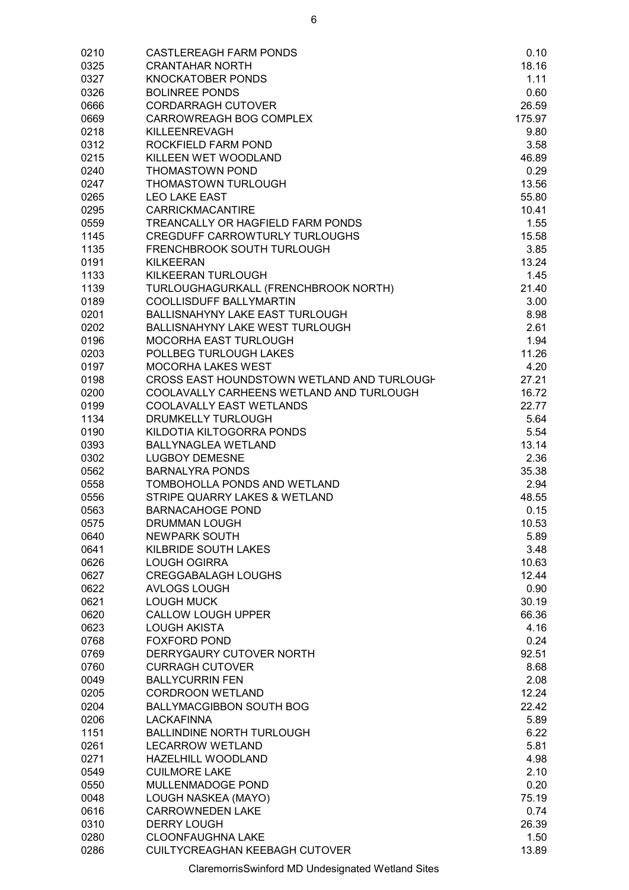| | | |
|---|---|---|
| 0210 | CASTLEREAGH FARM PONDS | 0.10 |
| 0325 | CRANTAHAR NORTH | 18.16 |
| 0327 | KNOCKATOBER PONDS | 1.11 |
| 0326 | BOLINREE PONDS | 0.60 |
| 0666 | CORDARRAGH CUTOVER | 26.59 |
| 0669 | CARROWREAGH BOG COMPLEX | 175.97 |
| 0218 | KILLEENREVAGH | 9.80 |
| 0312 | ROCKFIELD FARM POND | 3.58 |
| 0215 | KILLEEN WET WOODLAND | 46.89 |
| 0240 | THOMASTOWN POND | 0.29 |
| 0247 | THOMASTOWN TURLOUGH | 13.56 |
| 0265 | LEO LAKE EAST | 55.80 |
| 0295 | CARRICKMACANTIRE | 10.41 |
| 0559 | TREANCALLY OR HAGFIELD FARM PONDS | 1.55 |
| 1145 | CREGDUFF CARROWTURLY TURLOUGHS | 15.58 |
| 1135 | FRENCHBROOK SOUTH TURLOUGH | 3.85 |
| 0191 | KILKEERAN | 13.24 |
| 1133 | KILKEERAN TURLOUGH | 1.45 |
| 1139 | TURLOUGHAGURKALL (FRENCHBROOK NORTH) | 21.40 |
| 0189 | COOLLISDUFF BALLYMARTIN | 3.00 |
| 0201 | BALLISNAHYNY LAKE EAST TURLOUGH | 8.98 |
| 0202 | BALLISNAHYNY LAKE WEST TURLOUGH | 2.61 |
| 0196 | MOCORHA EAST TURLOUGH | 1.94 |
| 0203 | POLLBEG TURLOUGH LAKES | 11.26 |
| 0197 | MOCORHA LAKES WEST | 4.20 |
| 0198 | CROSS EAST HOUNDSTOWN WETLAND AND TURLOUGH | 27.21 |
| 0200 | COOLAVALLY CARHEENS WETLAND AND TURLOUGH | 16.72 |
| 0199 | COOLAVALLY EAST WETLANDS | 22.77 |
| 1134 | DRUMKELLY TURLOUGH | 5.64 |
| 0190 | KILDOTIA KILTOGORRA PONDS | 5.54 |
| 0393 | BALLYNAGLEA WETLAND | 13.14 |
| 0302 | LUGBOY DEMESNE | 2.36 |
| 0562 | BARNALYRA PONDS | 35.38 |
| 0558 | TOMBOHOLLA PONDS AND WETLAND | 2.94 |
| 0556 | STRIPE QUARRY LAKES & WETLAND | 48.55 |
| 0563 | BARNACAHOGE POND | 0.15 |
| 0575 | DRUMMAN LOUGH | 10.53 |
| 0640 | NEWPARK SOUTH | 5.89 |
| 0641 | KILBRIDE SOUTH LAKES | 3.48 |
| 0626 | LOUGH OGIRRA | 10.63 |
| 0627 | CREGGABALAGH LOUGHS | 12.44 |
| 0622 | AVLOGS LOUGH | 0.90 |
| 0621 | LOUGH MUCK | 30.19 |
| 0620 | CALLOW LOUGH UPPER | 66.36 |
| 0623 | LOUGH AKISTA | 4.16 |
| 0768 | FOXFORD POND | 0.24 |
| 0769 | DERRYGAURY CUTOVER NORTH | 92.51 |
| 0760 | CURRAGH CUTOVER | 8.68 |
| 0049 | BALLYCURRIN FEN | 2.08 |
| 0205 | CORDROON WETLAND | 12.24 |
| 0204 | BALLYMACGIBBON SOUTH BOG | 22.42 |
| 0206 | LACKAFINNA | 5.89 |
| 1151 | BALLINDINE NORTH TURLOUGH | 6.22 |
| 0261 | LECARROW WETLAND | 5.81 |
| 0271 | HAZELHILL WOODLAND | 4.98 |
| 0549 | CUILMORE LAKE | 2.10 |
| 0550 | MULLENMADOGE POND | 0.20 |
| 0048 | LOUGH NASKEA (MAYO) | 75.19 |
| 0616 | CARROWNEDEN LAKE | 0.74 |
| 0310 | DERRY LOUGH | 26.39 |
| 0280 | CLOONFAUGHNA LAKE | 1.50 |
| 0286 | CUILTYCREAGHAN KEEBAGH CUTOVER | 13.89 |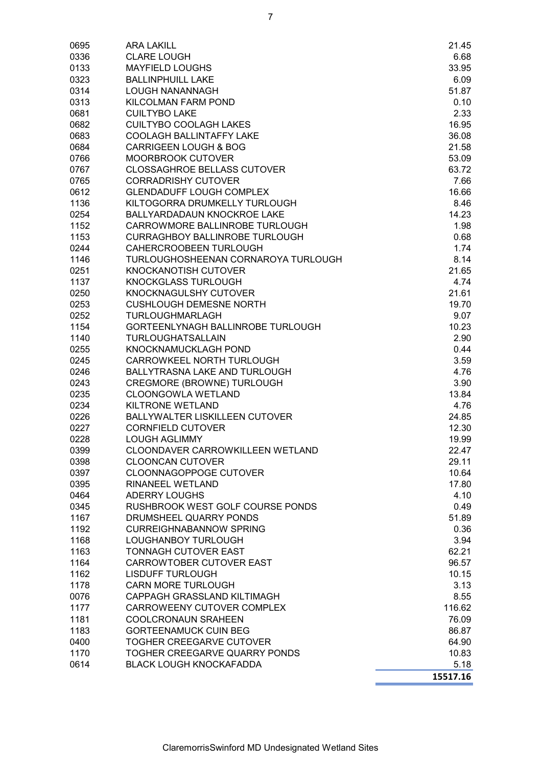| | | |
|---|---|---|
| 0695 | ARA LAKILL | 21.45 |
| 0336 | CLARE LOUGH | 6.68 |
| 0133 | MAYFIELD LOUGHS | 33.95 |
| 0323 | BALLINPHUILL LAKE | 6.09 |
| 0314 | LOUGH NANANNAGH | 51.87 |
| 0313 | KILCOLMAN FARM POND | 0.10 |
| 0681 | CUILTYBO LAKE | 2.33 |
| 0682 | CUILTYBO COOLAGH LAKES | 16.95 |
| 0683 | COOLAGH BALLINTAFFY LAKE | 36.08 |
| 0684 | CARRIGEEN LOUGH & BOG | 21.58 |
| 0766 | MOORBROOK CUTOVER | 53.09 |
| 0767 | CLOSSAGHROE BELLASS CUTOVER | 63.72 |
| 0765 | CORRADRISHY CUTOVER | 7.66 |
| 0612 | GLENDADUFF LOUGH COMPLEX | 16.66 |
| 1136 | KILTOGORRA DRUMKELLY TURLOUGH | 8.46 |
| 0254 | BALLYARDADAUN KNOCKROE LAKE | 14.23 |
| 1152 | CARROWMORE BALLINROBE TURLOUGH | 1.98 |
| 1153 | CURRAGHBOY BALLINROBE TURLOUGH | 0.68 |
| 0244 | CAHERCROOBEEN TURLOUGH | 1.74 |
| 1146 | TURLOUGHOSHEENAN CORNAROYA TURLOUGH | 8.14 |
| 0251 | KNOCKANOTISH CUTOVER | 21.65 |
| 1137 | KNOCKGLASS TURLOUGH | 4.74 |
| 0250 | KNOCKNAGULSHY CUTOVER | 21.61 |
| 0253 | CUSHLOUGH DEMESNE NORTH | 19.70 |
| 0252 | TURLOUGHMARLAGH | 9.07 |
| 1154 | GORTEENLYNAGH BALLINROBE TURLOUGH | 10.23 |
| 1140 | TURLOUGHATSALLAIN | 2.90 |
| 0255 | KNOCKNAMUCKLAGH POND | 0.44 |
| 0245 | CARROWKEEL NORTH TURLOUGH | 3.59 |
| 0246 | BALLYTRASNA LAKE AND TURLOUGH | 4.76 |
| 0243 | CREGMORE (BROWNE) TURLOUGH | 3.90 |
| 0235 | CLOONGOWLA WETLAND | 13.84 |
| 0234 | KILTRONE WETLAND | 4.76 |
| 0226 | BALLYWALTER LISKILLEEN CUTOVER | 24.85 |
| 0227 | CORNFIELD CUTOVER | 12.30 |
| 0228 | LOUGH AGLIMMY | 19.99 |
| 0399 | CLOONDAVER CARROWKILLEEN WETLAND | 22.47 |
| 0398 | CLOONCAN CUTOVER | 29.11 |
| 0397 | CLOONNAGOPPOGE CUTOVER | 10.64 |
| 0395 | RINANEEL WETLAND | 17.80 |
| 0464 | ADERRY LOUGHS | 4.10 |
| 0345 | RUSHBROOK WEST GOLF COURSE PONDS | 0.49 |
| 1167 | DRUMSHEEL QUARRY PONDS | 51.89 |
| 1192 | CURREIGHNABANNOW SPRING | 0.36 |
| 1168 | LOUGHANBOY TURLOUGH | 3.94 |
| 1163 | TONNAGH CUTOVER EAST | 62.21 |
| 1164 | CARROWTOBER CUTOVER EAST | 96.57 |
| 1162 | LISDUFF TURLOUGH | 10.15 |
| 1178 | CARN MORE TURLOUGH | 3.13 |
| 0076 | CAPPAGH GRASSLAND KILTIMAGH | 8.55 |
| 1177 | CARROWEENY CUTOVER COMPLEX | 116.62 |
| 1181 | COOLCRONAUN SRAHEEN | 76.09 |
| 1183 | GORTEENAMUCK CUIN BEG | 86.87 |
| 0400 | TOGHER CREEGARVE CUTOVER | 64.90 |
| 1170 | TOGHER CREEGARVE QUARRY PONDS | 10.83 |
| 0614 | BLACK LOUGH KNOCKAFADDA | 5.18 |
| | | **15517.16** |

ClaremorrisSwinford MD Undesignated Wetland Sites